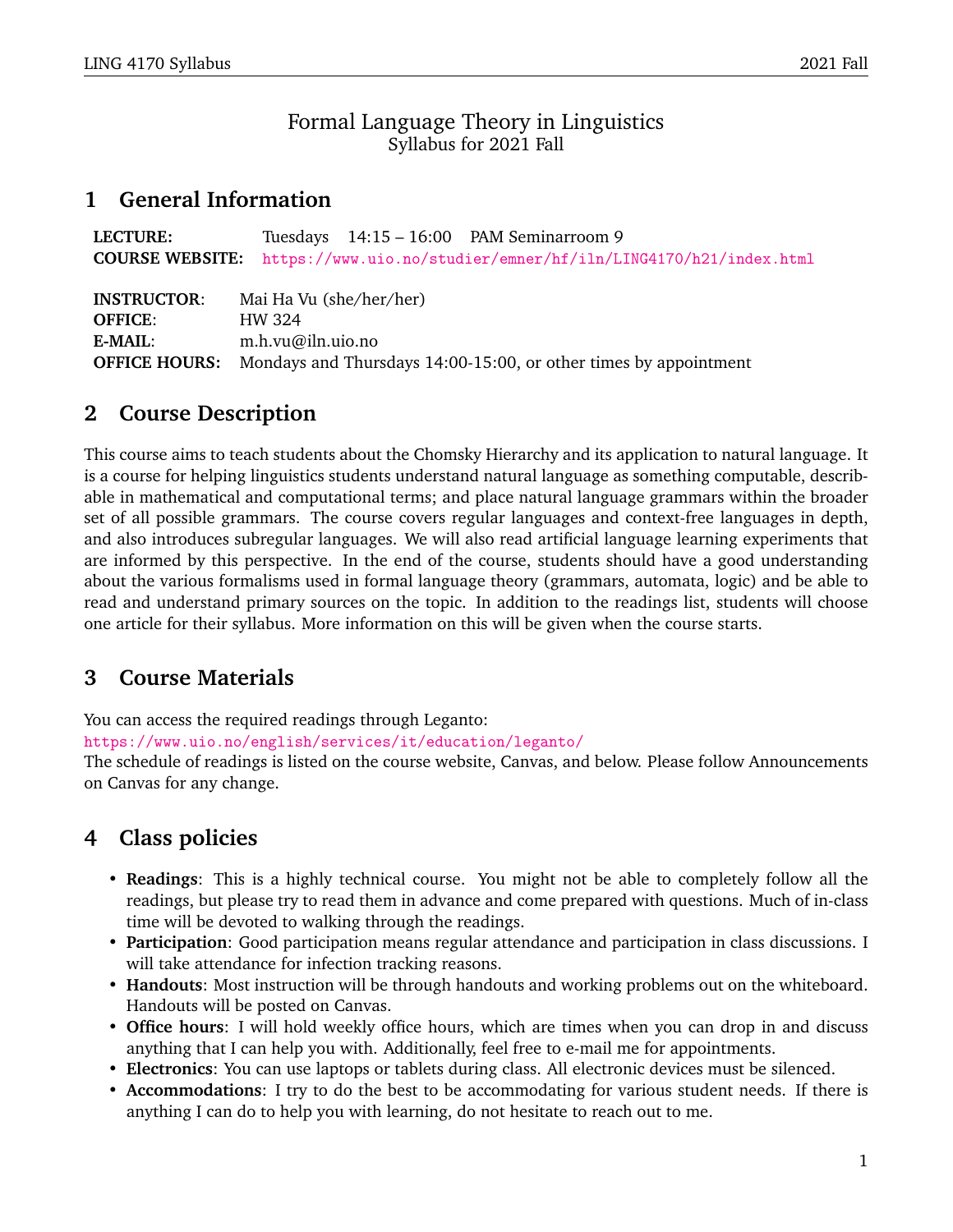# Formal Language Theory in Linguistics
Syllabus for 2021 Fall

## 1 General Information

**LECTURE:** Tuesdays 14:15 – 16:00 PAM Seminarroom 9
**COURSE WEBSITE:** https://www.uio.no/studier/emner/hf/iln/LING4170/h21/index.html

**INSTRUCTOR**: Mai Ha Vu (she/her/her)
**OFFICE**: HW 324
**E-MAIL**: m.h.vu@iln.uio.no
**OFFICE HOURS:** Mondays and Thursdays 14:00-15:00, or other times by appointment

## 2 Course Description

This course aims to teach students about the Chomsky Hierarchy and its application to natural language. It is a course for helping linguistics students understand natural language as something computable, describable in mathematical and computational terms; and place natural language grammars within the broader set of all possible grammars. The course covers regular languages and context-free languages in depth, and also introduces subregular languages. We will also read artificial language learning experiments that are informed by this perspective. In the end of the course, students should have a good understanding about the various formalisms used in formal language theory (grammars, automata, logic) and be able to read and understand primary sources on the topic. In addition to the readings list, students will choose one article for their syllabus. More information on this will be given when the course starts.

## 3 Course Materials

You can access the required readings through Leganto:
https://www.uio.no/english/services/it/education/leganto/
The schedule of readings is listed on the course website, Canvas, and below. Please follow Announcements on Canvas for any change.

## 4 Class policies

- **Readings**: This is a highly technical course. You might not be able to completely follow all the readings, but please try to read them in advance and come prepared with questions. Much of in-class time will be devoted to walking through the readings.
- **Participation**: Good participation means regular attendance and participation in class discussions. I will take attendance for infection tracking reasons.
- **Handouts**: Most instruction will be through handouts and working problems out on the whiteboard. Handouts will be posted on Canvas.
- **Office hours**: I will hold weekly office hours, which are times when you can drop in and discuss anything that I can help you with. Additionally, feel free to e-mail me for appointments.
- **Electronics**: You can use laptops or tablets during class. All electronic devices must be silenced.
- **Accommodations**: I try to do the best to be accommodating for various student needs. If there is anything I can do to help you with learning, do not hesitate to reach out to me.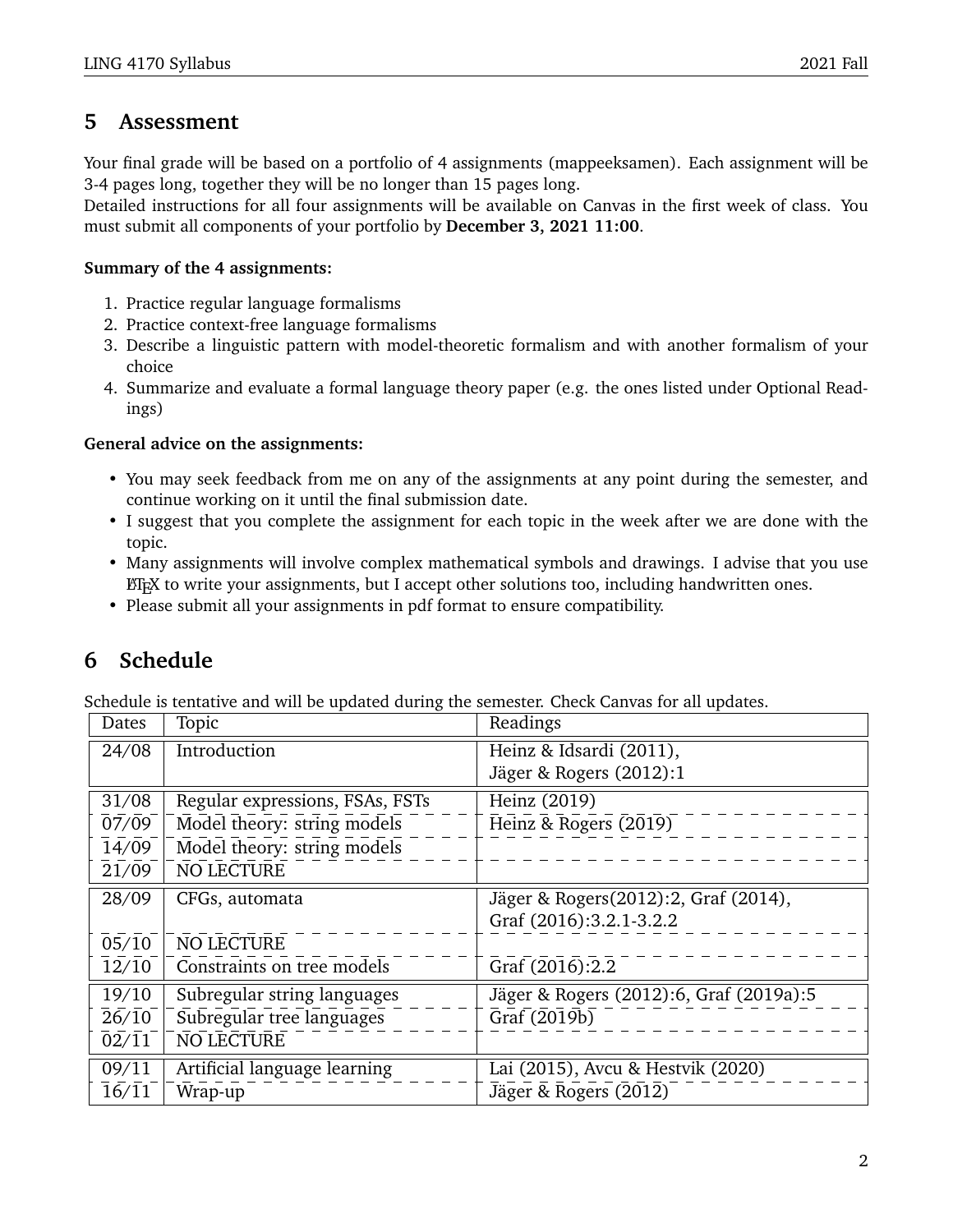## 5 Assessment

Your final grade will be based on a portfolio of 4 assignments (mappeeksamen). Each assignment will be 3-4 pages long, together they will be no longer than 15 pages long.
Detailed instructions for all four assignments will be available on Canvas in the first week of class. You must submit all components of your portfolio by **December 3, 2021 11:00**.

**Summary of the 4 assignments:**

1. Practice regular language formalisms
2. Practice context-free language formalisms
3. Describe a linguistic pattern with model-theoretic formalism and with another formalism of your choice
4. Summarize and evaluate a formal language theory paper (e.g. the ones listed under Optional Readings)

**General advice on the assignments:**

- You may seek feedback from me on any of the assignments at any point during the semester, and continue working on it until the final submission date.
- I suggest that you complete the assignment for each topic in the week after we are done with the topic.
- Many assignments will involve complex mathematical symbols and drawings. I advise that you use LaTeX to write your assignments, but I accept other solutions too, including handwritten ones.
- Please submit all your assignments in pdf format to ensure compatibility.

## 6 Schedule

Schedule is tentative and will be updated during the semester. Check Canvas for all updates.

| Dates | Topic | Readings |
|---|---|---|
| 24/08 | Introduction | Heinz & Idsardi (2011), Jäger & Rogers (2012):1 |
| 31/08 | Regular expressions, FSAs, FSTs | Heinz (2019) |
| 07/09 | Model theory: string models | Heinz & Rogers (2019) |
| 14/09 | Model theory: string models | |
| 21/09 | NO LECTURE | |
| 28/09 | CFGs, automata | Jäger & Rogers(2012):2, Graf (2014), Graf (2016):3.2.1-3.2.2 |
| 05/10 | NO LECTURE | |
| 12/10 | Constraints on tree models | Graf (2016):2.2 |
| 19/10 | Subregular string languages | Jäger & Rogers (2012):6, Graf (2019a):5 |
| 26/10 | Subregular tree languages | Graf (2019b) |
| 02/11 | NO LECTURE | |
| 09/11 | Artificial language learning | Lai (2015), Avcu & Hestvik (2020) |
| 16/11 | Wrap-up | Jäger & Rogers (2012) |